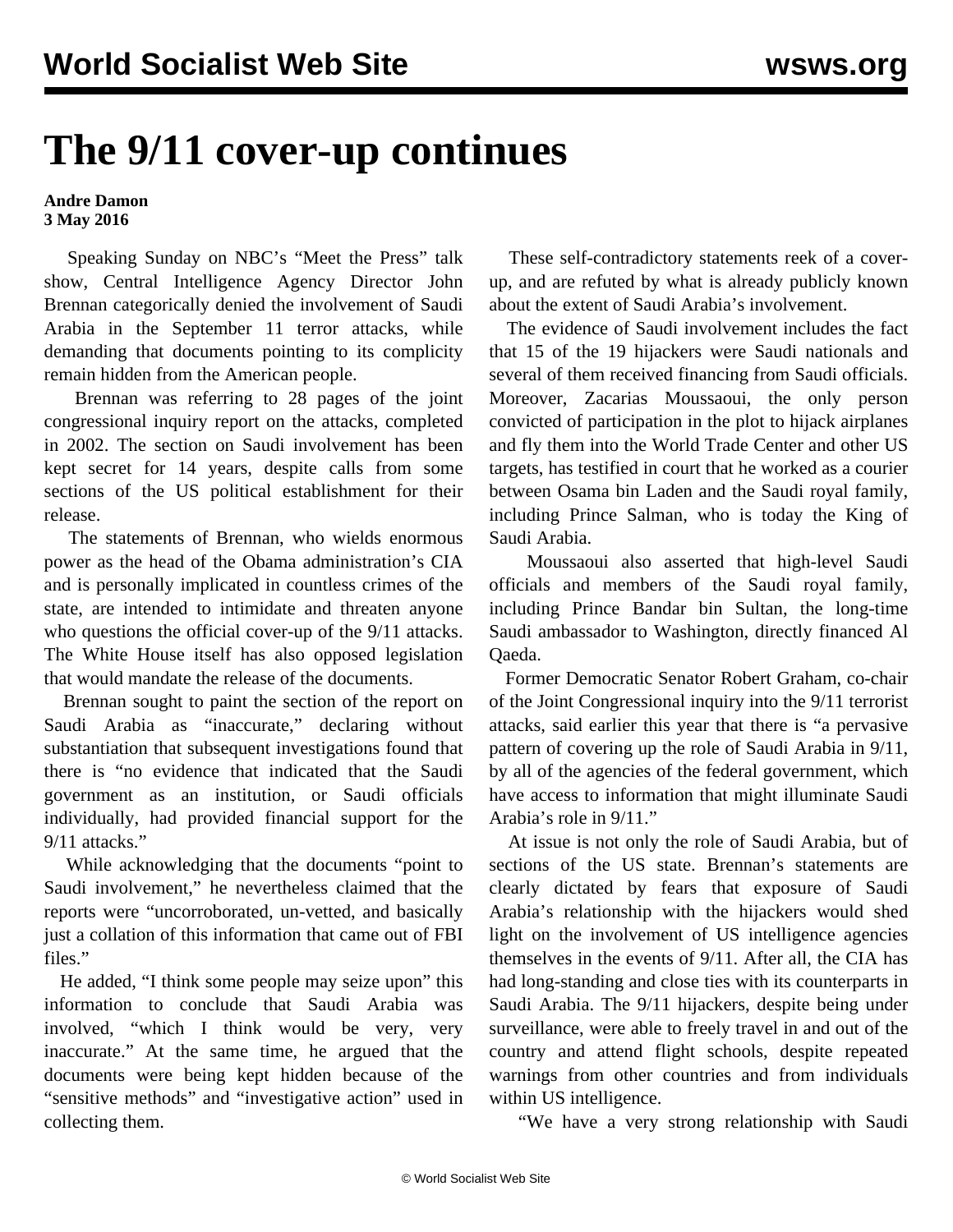# The 9/11 cover-up continues

**Andre Damon**
**3 May 2016**

Speaking Sunday on NBC's "Meet the Press" talk show, Central Intelligence Agency Director John Brennan categorically denied the involvement of Saudi Arabia in the September 11 terror attacks, while demanding that documents pointing to its complicity remain hidden from the American people.

Brennan was referring to 28 pages of the joint congressional inquiry report on the attacks, completed in 2002. The section on Saudi involvement has been kept secret for 14 years, despite calls from some sections of the US political establishment for their release.

The statements of Brennan, who wields enormous power as the head of the Obama administration's CIA and is personally implicated in countless crimes of the state, are intended to intimidate and threaten anyone who questions the official cover-up of the 9/11 attacks. The White House itself has also opposed legislation that would mandate the release of the documents.

Brennan sought to paint the section of the report on Saudi Arabia as "inaccurate," declaring without substantiation that subsequent investigations found that there is "no evidence that indicated that the Saudi government as an institution, or Saudi officials individually, had provided financial support for the 9/11 attacks."

While acknowledging that the documents "point to Saudi involvement," he nevertheless claimed that the reports were "uncorroborated, un-vetted, and basically just a collation of this information that came out of FBI files."

He added, "I think some people may seize upon" this information to conclude that Saudi Arabia was involved, "which I think would be very, very inaccurate." At the same time, he argued that the documents were being kept hidden because of the "sensitive methods" and "investigative action" used in collecting them.

These self-contradictory statements reek of a cover-up, and are refuted by what is already publicly known about the extent of Saudi Arabia's involvement.

The evidence of Saudi involvement includes the fact that 15 of the 19 hijackers were Saudi nationals and several of them received financing from Saudi officials. Moreover, Zacarias Moussaoui, the only person convicted of participation in the plot to hijack airplanes and fly them into the World Trade Center and other US targets, has testified in court that he worked as a courier between Osama bin Laden and the Saudi royal family, including Prince Salman, who is today the King of Saudi Arabia.

Moussaoui also asserted that high-level Saudi officials and members of the Saudi royal family, including Prince Bandar bin Sultan, the long-time Saudi ambassador to Washington, directly financed Al Qaeda.

Former Democratic Senator Robert Graham, co-chair of the Joint Congressional inquiry into the 9/11 terrorist attacks, said earlier this year that there is "a pervasive pattern of covering up the role of Saudi Arabia in 9/11, by all of the agencies of the federal government, which have access to information that might illuminate Saudi Arabia's role in 9/11."

At issue is not only the role of Saudi Arabia, but of sections of the US state. Brennan's statements are clearly dictated by fears that exposure of Saudi Arabia's relationship with the hijackers would shed light on the involvement of US intelligence agencies themselves in the events of 9/11. After all, the CIA has had long-standing and close ties with its counterparts in Saudi Arabia. The 9/11 hijackers, despite being under surveillance, were able to freely travel in and out of the country and attend flight schools, despite repeated warnings from other countries and from individuals within US intelligence.

"We have a very strong relationship with Saudi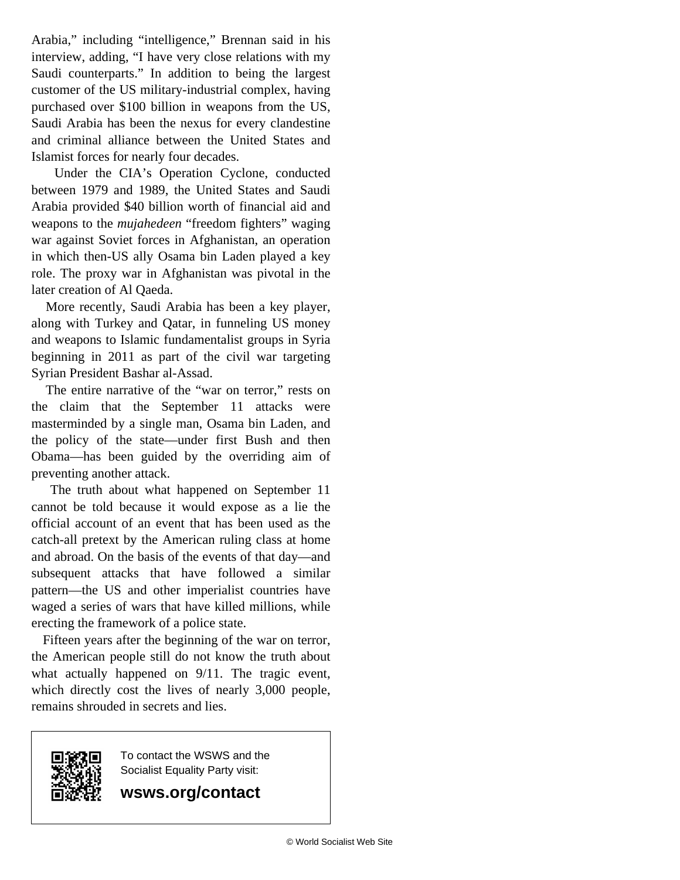Arabia," including "intelligence," Brennan said in his interview, adding, "I have very close relations with my Saudi counterparts." In addition to being the largest customer of the US military-industrial complex, having purchased over $100 billion in weapons from the US, Saudi Arabia has been the nexus for every clandestine and criminal alliance between the United States and Islamist forces for nearly four decades.

Under the CIA's Operation Cyclone, conducted between 1979 and 1989, the United States and Saudi Arabia provided $40 billion worth of financial aid and weapons to the *mujahedeen* "freedom fighters" waging war against Soviet forces in Afghanistan, an operation in which then-US ally Osama bin Laden played a key role. The proxy war in Afghanistan was pivotal in the later creation of Al Qaeda.

More recently, Saudi Arabia has been a key player, along with Turkey and Qatar, in funneling US money and weapons to Islamic fundamentalist groups in Syria beginning in 2011 as part of the civil war targeting Syrian President Bashar al-Assad.

The entire narrative of the "war on terror," rests on the claim that the September 11 attacks were masterminded by a single man, Osama bin Laden, and the policy of the state—under first Bush and then Obama—has been guided by the overriding aim of preventing another attack.

The truth about what happened on September 11 cannot be told because it would expose as a lie the official account of an event that has been used as the catch-all pretext by the American ruling class at home and abroad. On the basis of the events of that day—and subsequent attacks that have followed a similar pattern—the US and other imperialist countries have waged a series of wars that have killed millions, while erecting the framework of a police state.

Fifteen years after the beginning of the war on terror, the American people still do not know the truth about what actually happened on 9/11. The tragic event, which directly cost the lives of nearly 3,000 people, remains shrouded in secrets and lies.

To contact the WSWS and the Socialist Equality Party visit:

**wsws.org/contact**